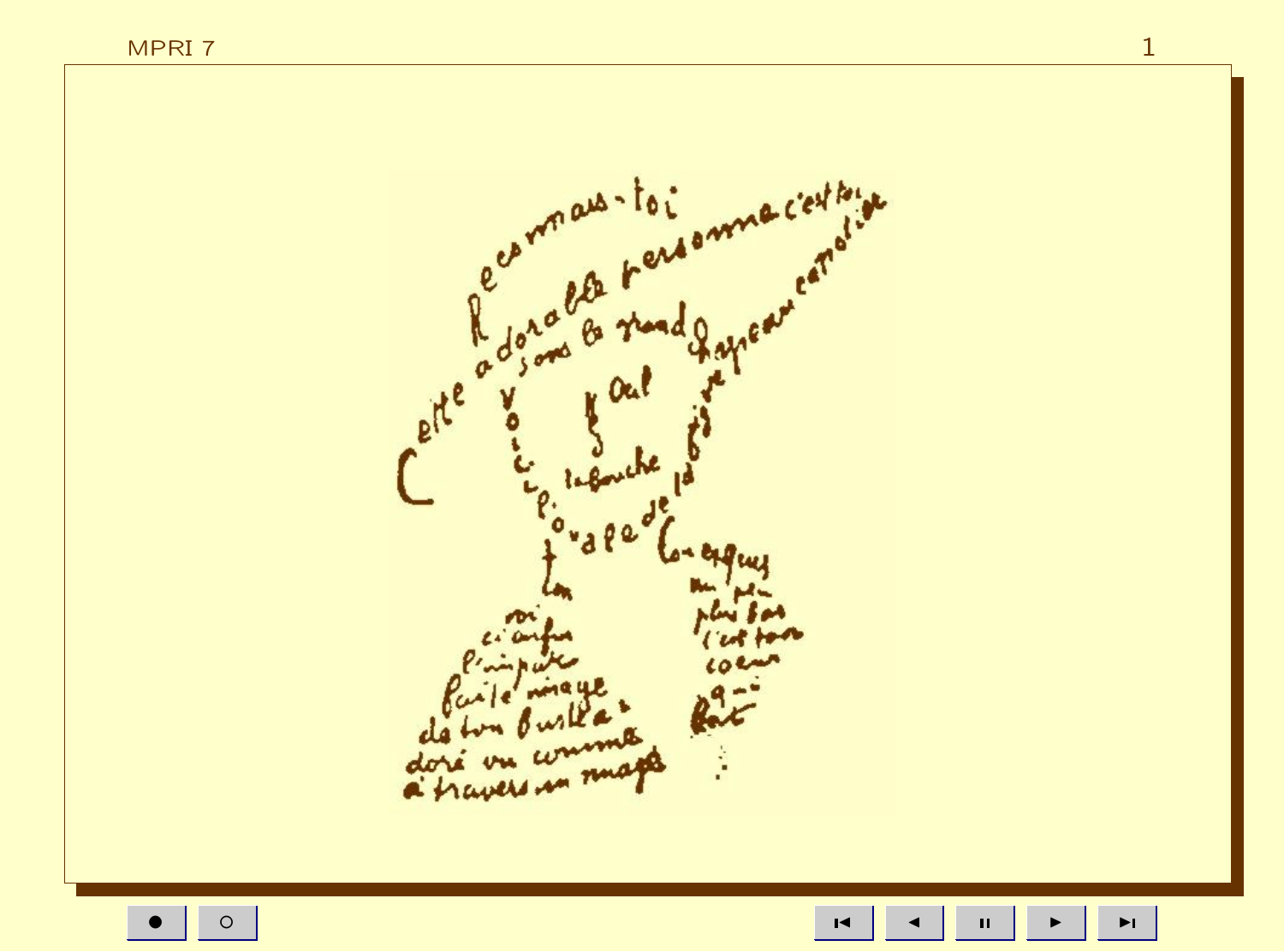Reconnais-toi

Cette adorable personne c'est toi

sous le grand chapeau canotier

Oeil

Nez

la bouche

Voici l'ovale de ta figure

ton cou exquis

voici enfin l'imparfaite image de ton buste adoré vu comme à travers un nuage

un peu plus bas c'est ton coeur qui bat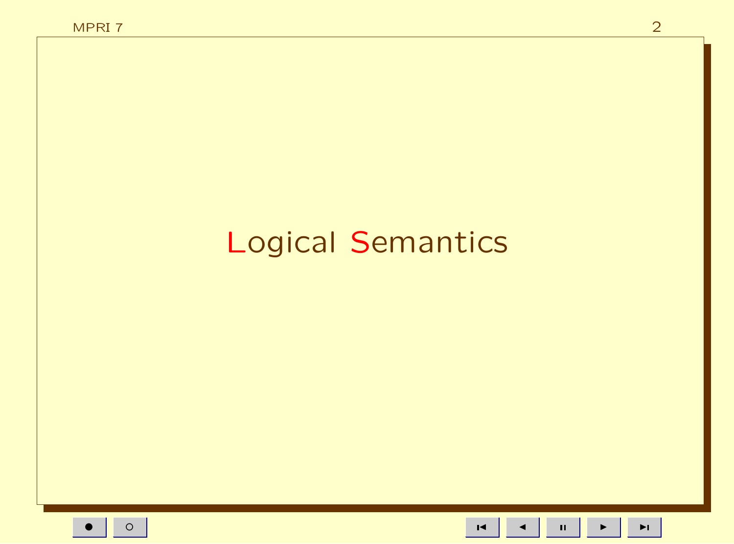# Logical Semantics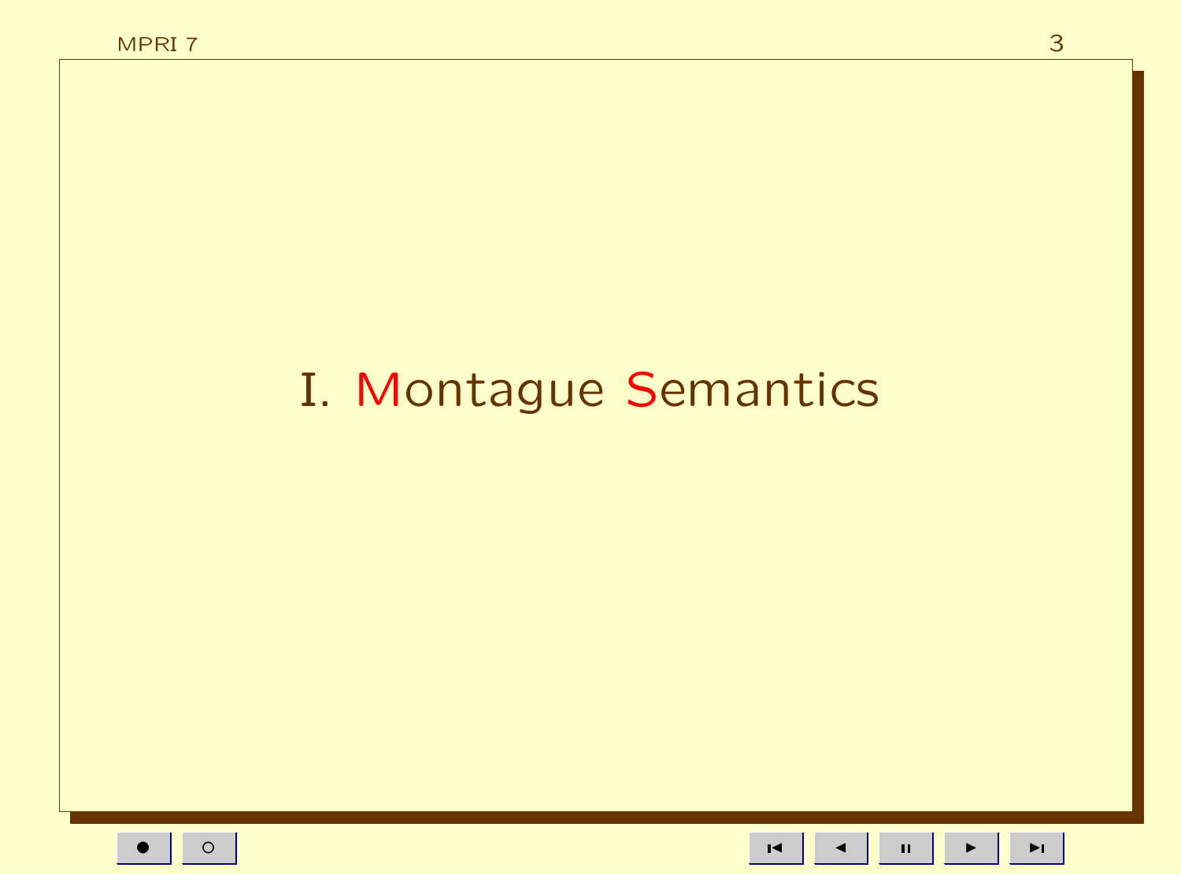# I. Montague Semantics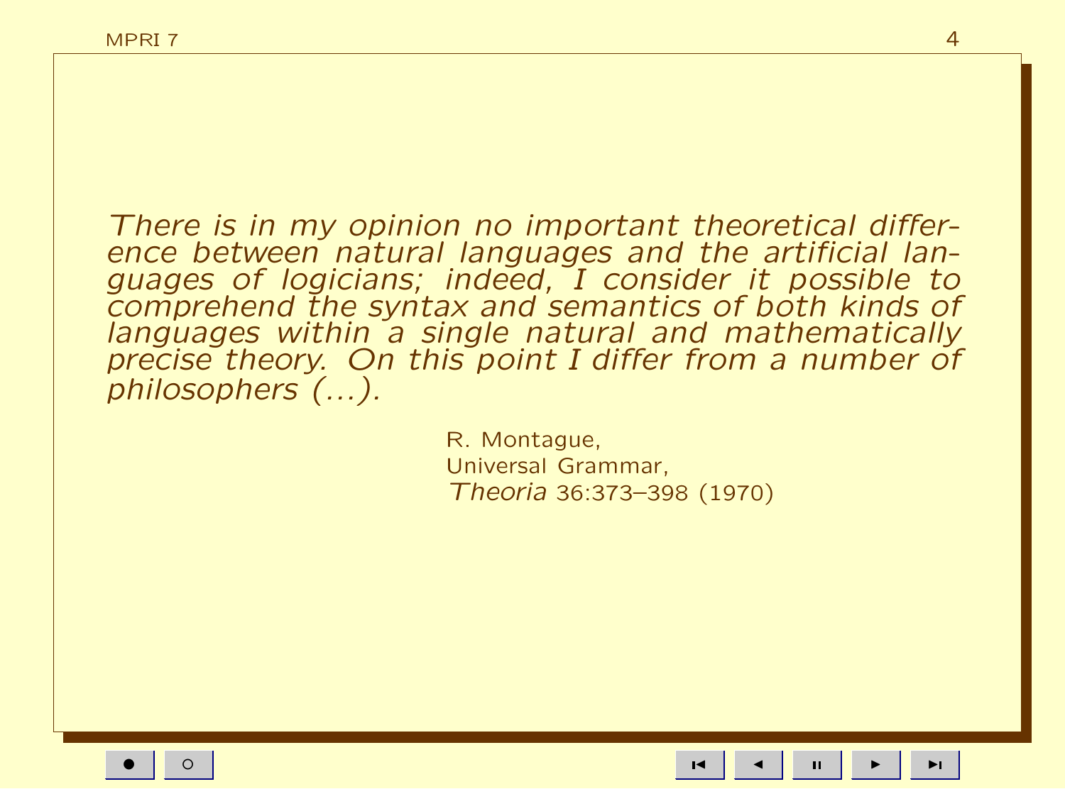*There is in my opinion no important theoretical difference between natural languages and the artificial languages of logicians; indeed, I consider it possible to comprehend the syntax and semantics of both kinds of languages within a single natural and mathematically precise theory. On this point I differ from a number of philosophers (...).*

R. Montague,
Universal Grammar,
*Theoria* 36:373–398 (1970)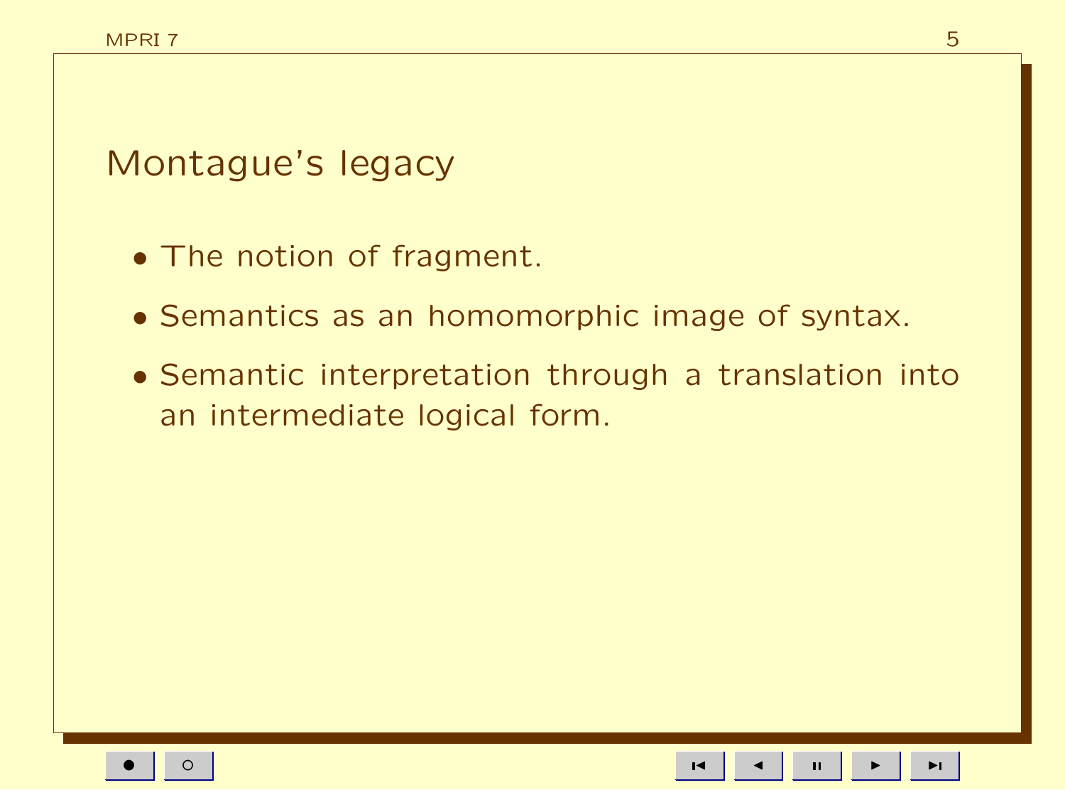# Montague's legacy

- The notion of fragment.
- Semantics as an homomorphic image of syntax.
- Semantic interpretation through a translation into an intermediate logical form.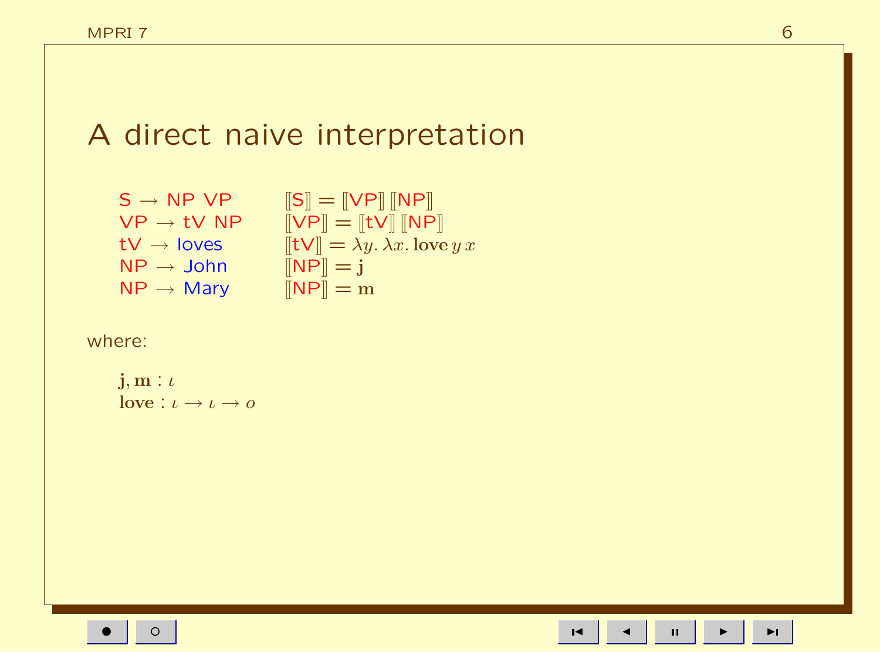# A direct naive interpretation

| | |
|---|---|
| S → NP VP | $[\![\text{S}]\!] = [\![\text{VP}]\!]\,[\![\text{NP}]\!]$ |
| VP → tV NP | $[\![\text{VP}]\!] = [\![\text{tV}]\!]\,[\![\text{NP}]\!]$ |
| tV → loves | $[\![\text{tV}]\!] = \lambda y.\,\lambda x.\,\mathbf{love}\,y\,x$ |
| NP → John | $[\![\text{NP}]\!] = \mathbf{j}$ |
| NP → Mary | $[\![\text{NP}]\!] = \mathbf{m}$ |

where:

$\mathbf{j}, \mathbf{m} : \iota$

$\mathbf{love} : \iota \to \iota \to o$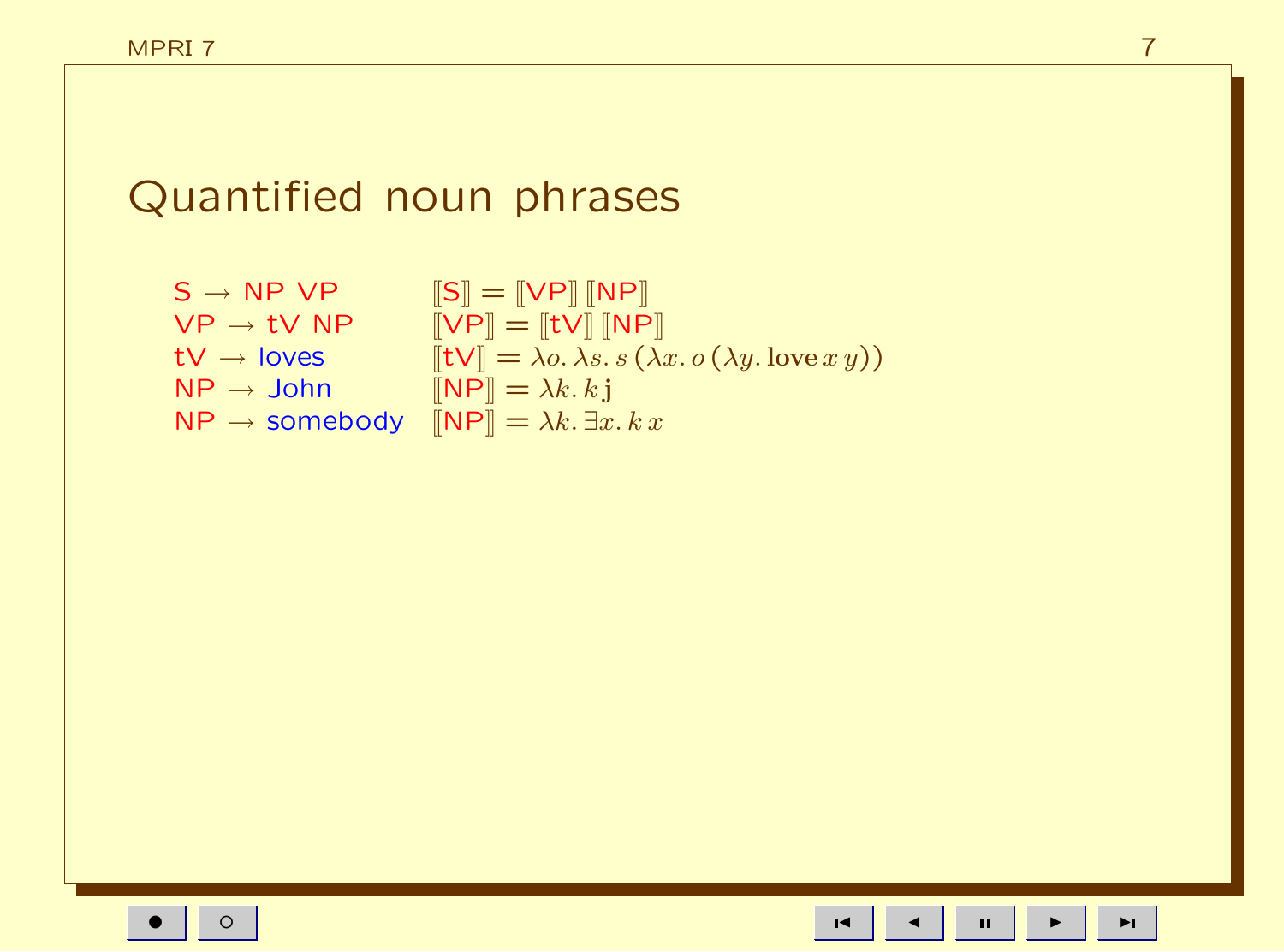# Quantified noun phrases

| | |
|---|---|
| S → NP VP | $[\![\text{S}]\!] = [\![\text{VP}]\!]\,[\![\text{NP}]\!]$ |
| VP → tV NP | $[\![\text{VP}]\!] = [\![\text{tV}]\!]\,[\![\text{NP}]\!]$ |
| tV → loves | $[\![\text{tV}]\!] = \lambda o.\, \lambda s.\, s\,(\lambda x.\, o\,(\lambda y.\, \mathbf{love}\, x\, y))$ |
| NP → John | $[\![\text{NP}]\!] = \lambda k.\, k\, \mathbf{j}$ |
| NP → somebody | $[\![\text{NP}]\!] = \lambda k.\, \exists x.\, k\, x$ |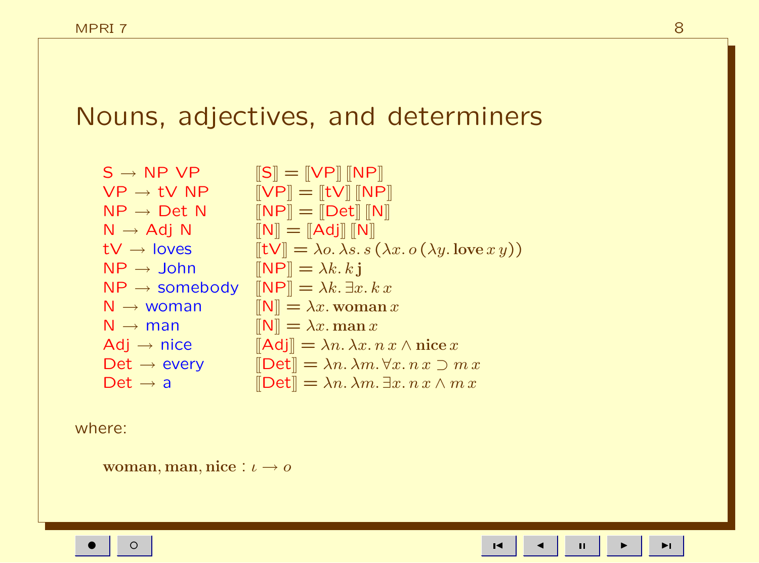# Nouns, adjectives, and determiners

| | |
|---|---|
| S → NP VP | $[\![\mathsf{S}]\!] = [\![\mathsf{VP}]\!]\,[\![\mathsf{NP}]\!]$ |
| VP → tV NP | $[\![\mathsf{VP}]\!] = [\![\mathsf{tV}]\!]\,[\![\mathsf{NP}]\!]$ |
| NP → Det N | $[\![\mathsf{NP}]\!] = [\![\mathsf{Det}]\!]\,[\![\mathsf{N}]\!]$ |
| N → Adj N | $[\![\mathsf{N}]\!] = [\![\mathsf{Adj}]\!]\,[\![\mathsf{N}]\!]$ |
| tV → loves | $[\![\mathsf{tV}]\!] = \lambda o.\,\lambda s.\,s\,(\lambda x.\,o\,(\lambda y.\,\mathbf{love}\,x\,y))$ |
| NP → John | $[\![\mathsf{NP}]\!] = \lambda k.\,k\,\mathbf{j}$ |
| NP → somebody | $[\![\mathsf{NP}]\!] = \lambda k.\,\exists x.\,k\,x$ |
| N → woman | $[\![\mathsf{N}]\!] = \lambda x.\,\mathbf{woman}\,x$ |
| N → man | $[\![\mathsf{N}]\!] = \lambda x.\,\mathbf{man}\,x$ |
| Adj → nice | $[\![\mathsf{Adj}]\!] = \lambda n.\,\lambda x.\,n\,x \wedge \mathbf{nice}\,x$ |
| Det → every | $[\![\mathsf{Det}]\!] = \lambda n.\,\lambda m.\,\forall x.\,n\,x \supset m\,x$ |
| Det → a | $[\![\mathsf{Det}]\!] = \lambda n.\,\lambda m.\,\exists x.\,n\,x \wedge m\,x$ |

where:

$$\mathbf{woman}, \mathbf{man}, \mathbf{nice} : \iota \rightarrow o$$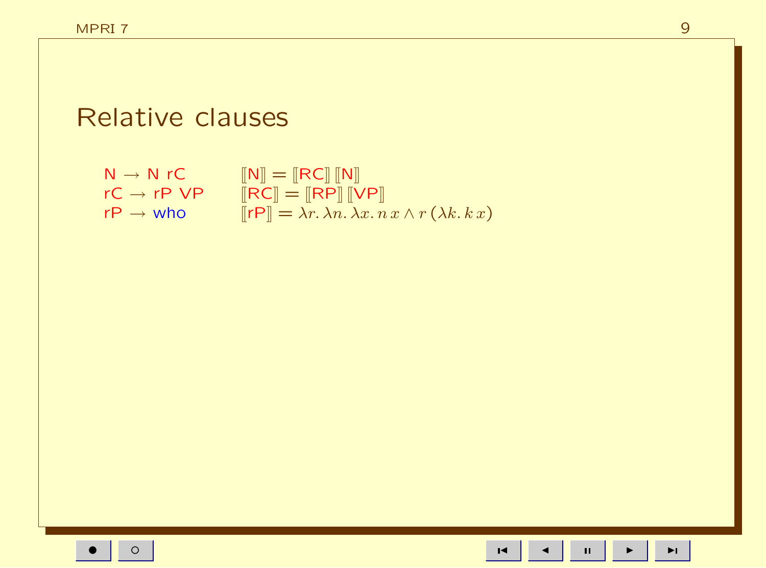# Relative clauses

| | |
|---|---|
| N → N rC | $[\![\text{N}]\!] = [\![\text{RC}]\!]\,[\![\text{N}]\!]$ |
| rC → rP VP | $[\![\text{RC}]\!] = [\![\text{RP}]\!]\,[\![\text{VP}]\!]$ |
| rP → who | $[\![\text{rP}]\!] = \lambda r.\, \lambda n.\, \lambda x.\, n\, x \wedge r\, (\lambda k.\, k\, x)$ |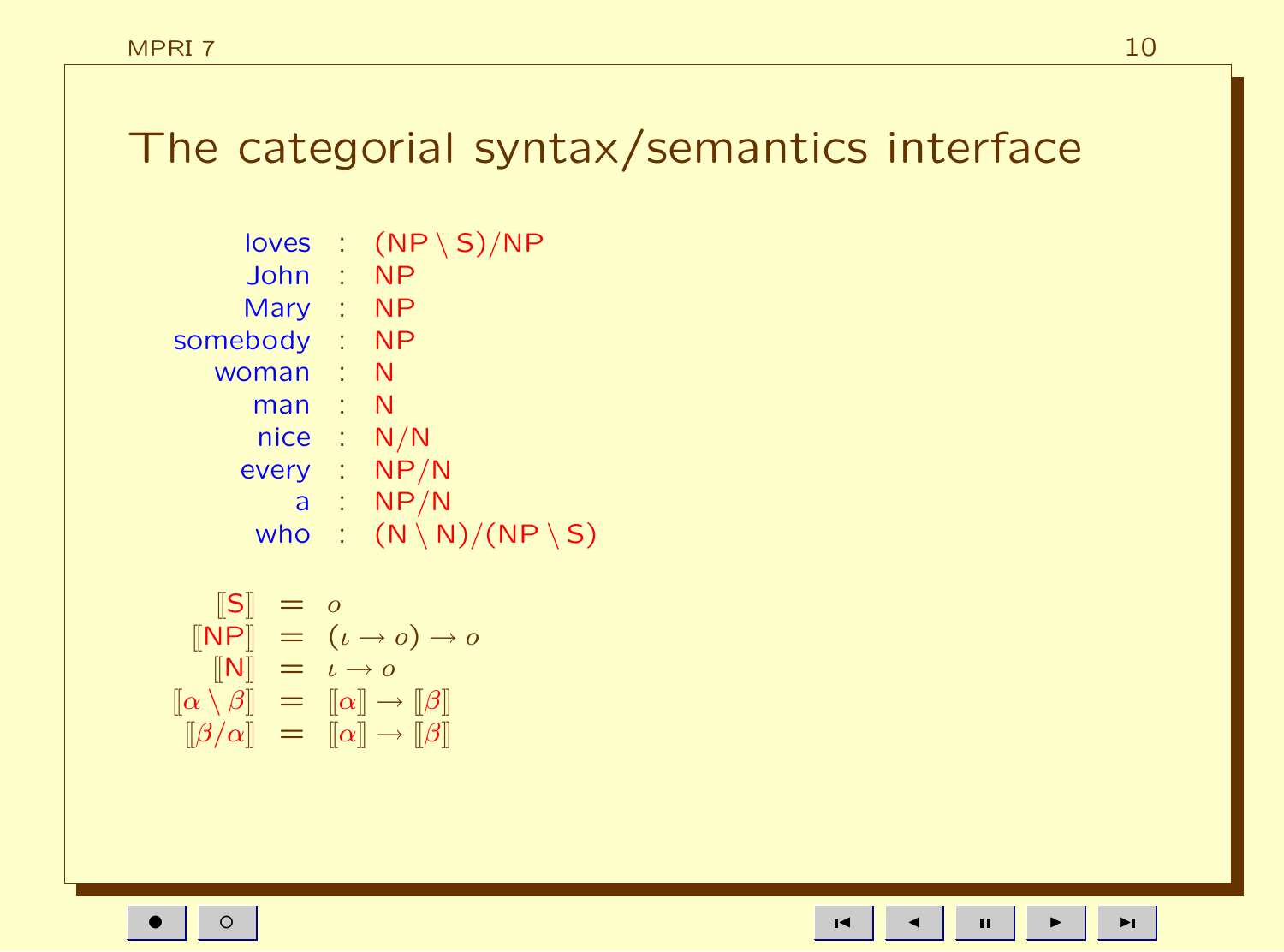# The categorial syntax/semantics interface

| | | |
|---|---|---|
| loves | : | $(\mathsf{NP} \setminus \mathsf{S})/\mathsf{NP}$ |
| John | : | $\mathsf{NP}$ |
| Mary | : | $\mathsf{NP}$ |
| somebody | : | $\mathsf{NP}$ |
| woman | : | $\mathsf{N}$ |
| man | : | $\mathsf{N}$ |
| nice | : | $\mathsf{N}/\mathsf{N}$ |
| every | : | $\mathsf{NP}/\mathsf{N}$ |
| a | : | $\mathsf{NP}/\mathsf{N}$ |
| who | : | $(\mathsf{N} \setminus \mathsf{N})/(\mathsf{NP} \setminus \mathsf{S})$ |

$$
\begin{aligned}
[\![\mathsf{S}]\!] &= o \\
[\![\mathsf{NP}]\!] &= (\iota \to o) \to o \\
[\![\mathsf{N}]\!] &= \iota \to o \\
[\![\alpha \setminus \beta]\!] &= [\![\alpha]\!] \to [\![\beta]\!] \\
[\![\beta / \alpha]\!] &= [\![\alpha]\!] \to [\![\beta]\!]
\end{aligned}
$$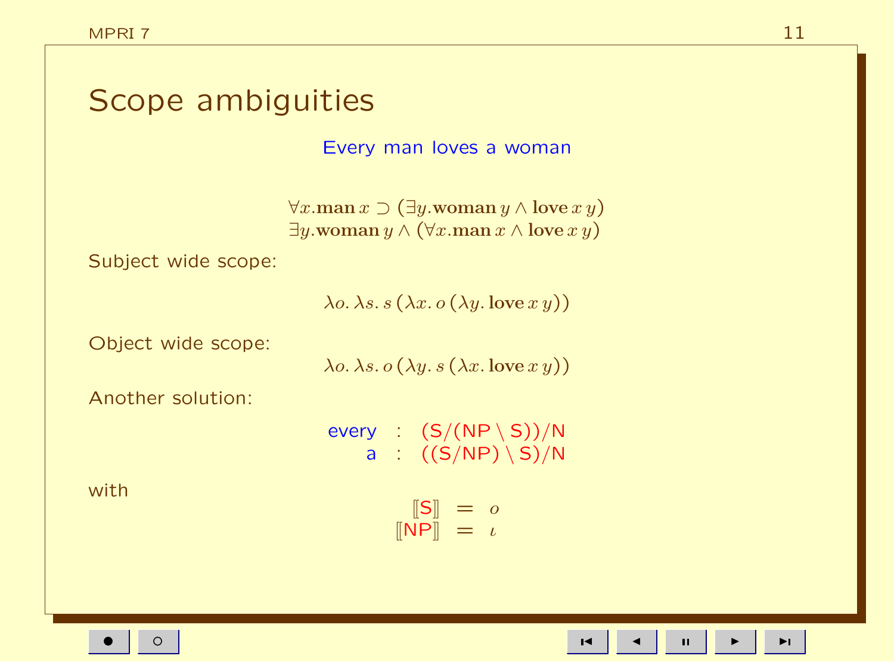# Scope ambiguities

Every man loves a woman

$$\forall x.\mathbf{man}\, x \supset (\exists y.\mathbf{woman}\, y \wedge \mathbf{love}\, x\, y)$$
$$\exists y.\mathbf{woman}\, y \wedge (\forall x.\mathbf{man}\, x \wedge \mathbf{love}\, x\, y)$$

Subject wide scope:

$$\lambda o.\, \lambda s.\, s\, (\lambda x.\, o\, (\lambda y.\, \mathbf{love}\, x\, y))$$

Object wide scope:

$$\lambda o.\, \lambda s.\, o\, (\lambda y.\, s\, (\lambda x.\, \mathbf{love}\, x\, y))$$

Another solution:

$$\begin{array}{rcl} \text{every} & : & (\mathsf{S}/(\mathsf{NP} \setminus \mathsf{S}))/\mathsf{N} \\ \text{a} & : & ((\mathsf{S}/\mathsf{NP}) \setminus \mathsf{S})/\mathsf{N} \end{array}$$

with

$$\begin{array}{rcl} [\![\mathsf{S}]\!] & = & o \\ [\![\mathsf{NP}]\!] & = & \iota \end{array}$$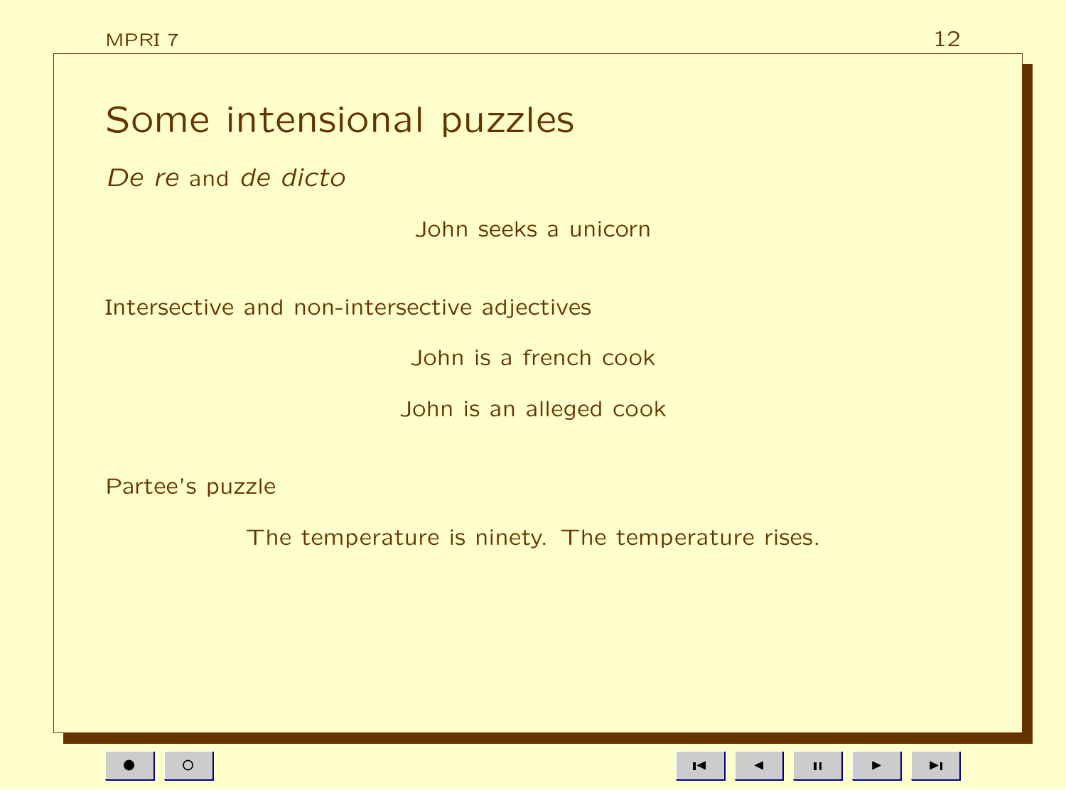# Some intensional puzzles

*De re* and *de dicto*

John seeks a unicorn

Intersective and non-intersective adjectives

John is a french cook

John is an alleged cook

Partee's puzzle

The temperature is ninety. The temperature rises.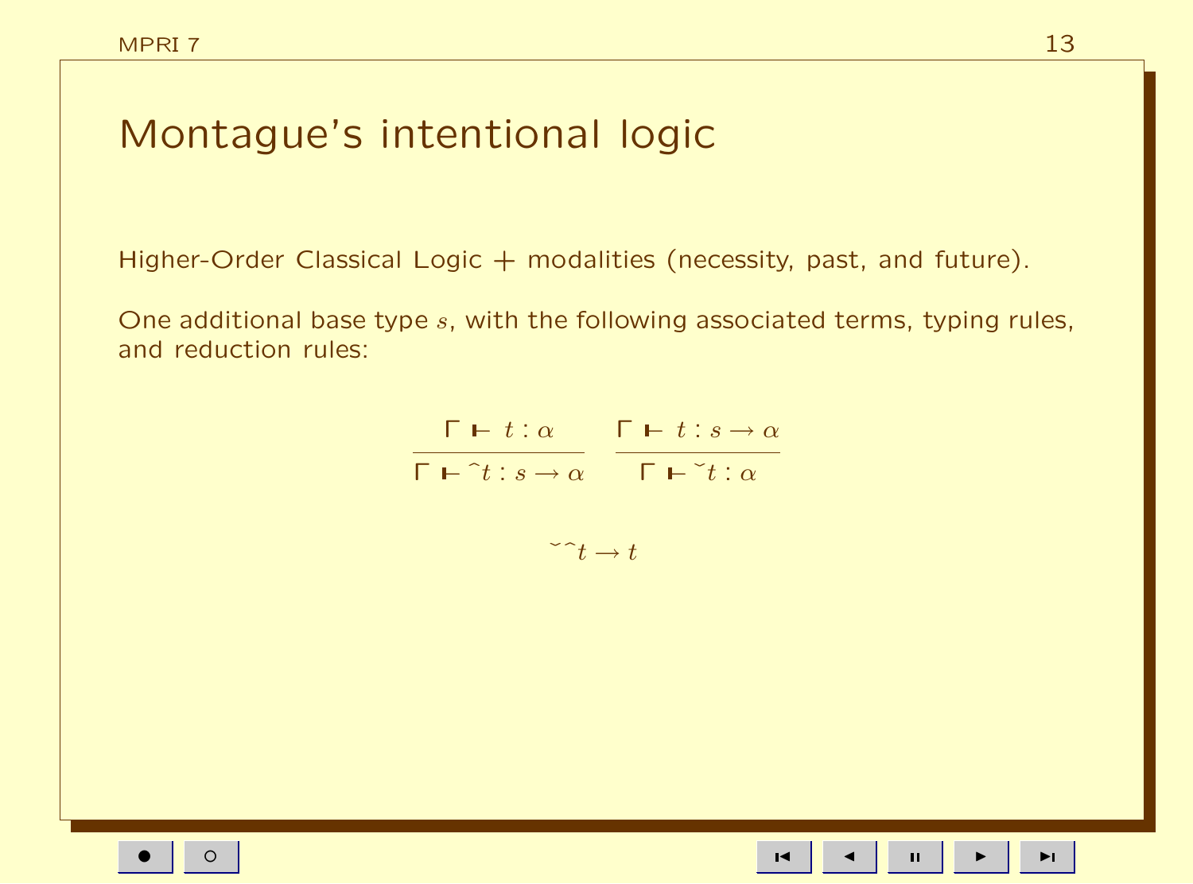# Montague's intentional logic

Higher-Order Classical Logic + modalities (necessity, past, and future).

One additional base type $s$, with the following associated terms, typing rules, and reduction rules:

$$\frac{\Gamma \vdash t : \alpha}{\Gamma \vdash {}^\wedge t : s \to \alpha} \qquad \frac{\Gamma \vdash t : s \to \alpha}{\Gamma \vdash {}^\vee t : \alpha}$$

$${}^\vee{}^\wedge t \to t$$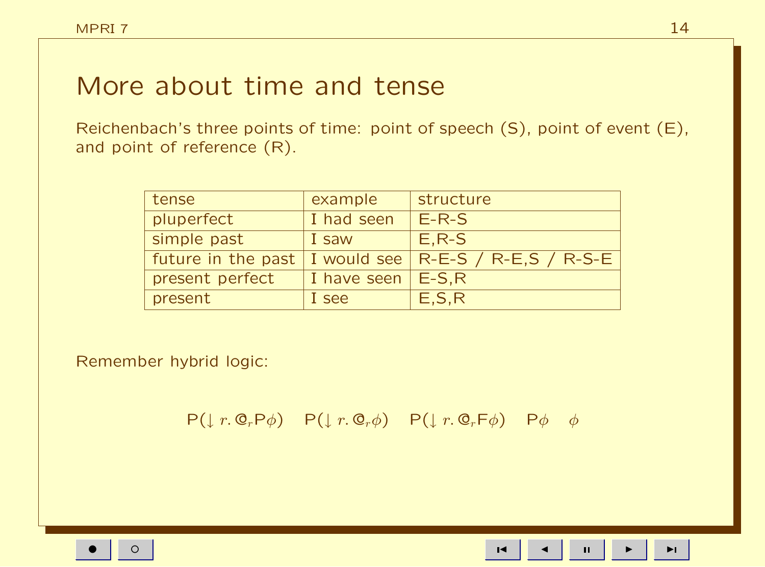# More about time and tense

Reichenbach's three points of time: point of speech (S), point of event (E), and point of reference (R).

| tense | example | structure |
|---|---|---|
| pluperfect | I had seen | E-R-S |
| simple past | I saw | E,R-S |
| future in the past | I would see | R-E-S / R-E,S / R-S-E |
| present perfect | I have seen | E-S,R |
| present | I see | E,S,R |

Remember hybrid logic:

$$\mathsf{P}(\downarrow r.\, @_r \mathsf{P}\phi) \quad \mathsf{P}(\downarrow r.\, @_r \phi) \quad \mathsf{P}(\downarrow r.\, @_r \mathsf{F}\phi) \quad \mathsf{P}\phi \quad \phi$$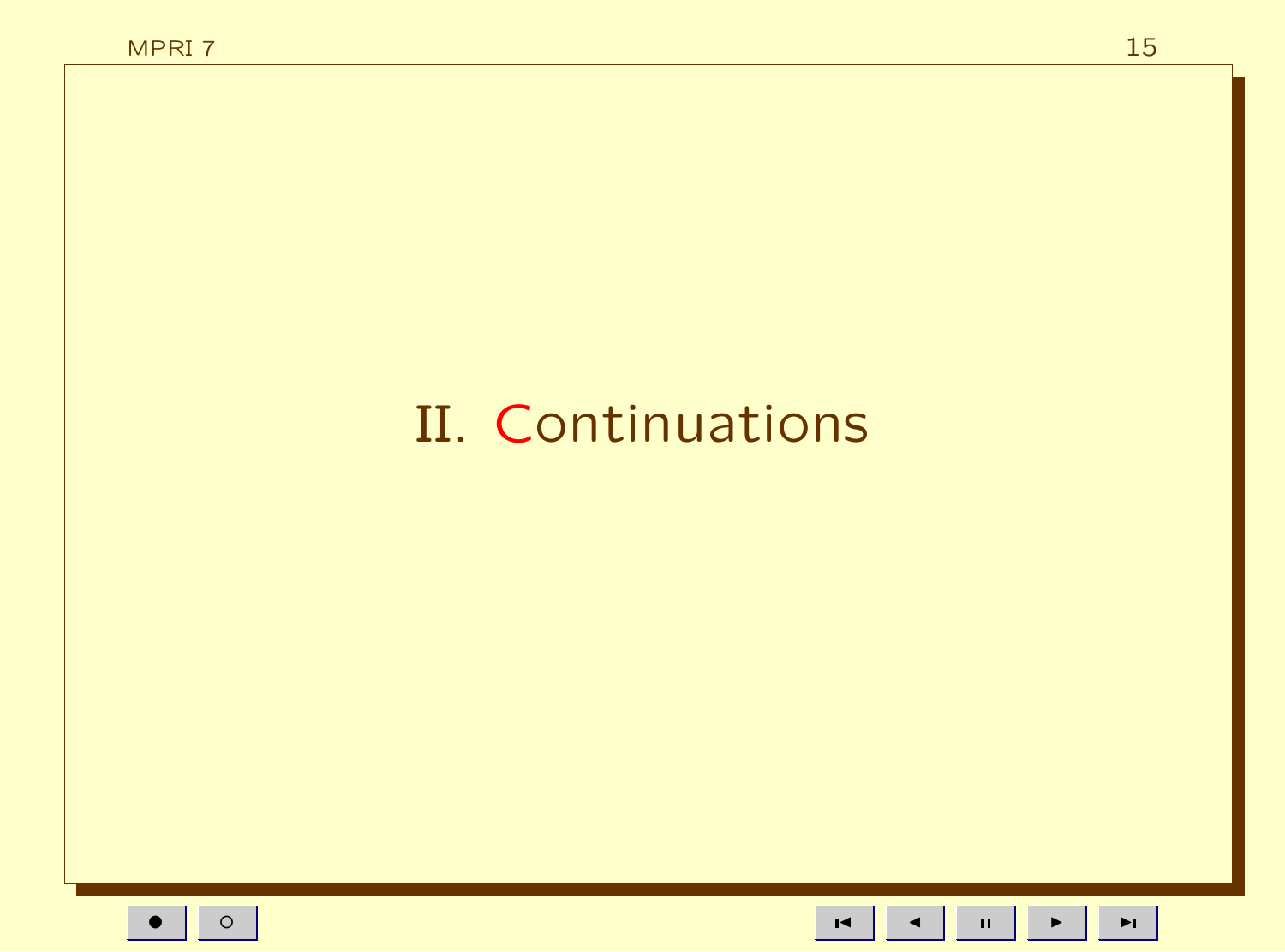# II. Continuations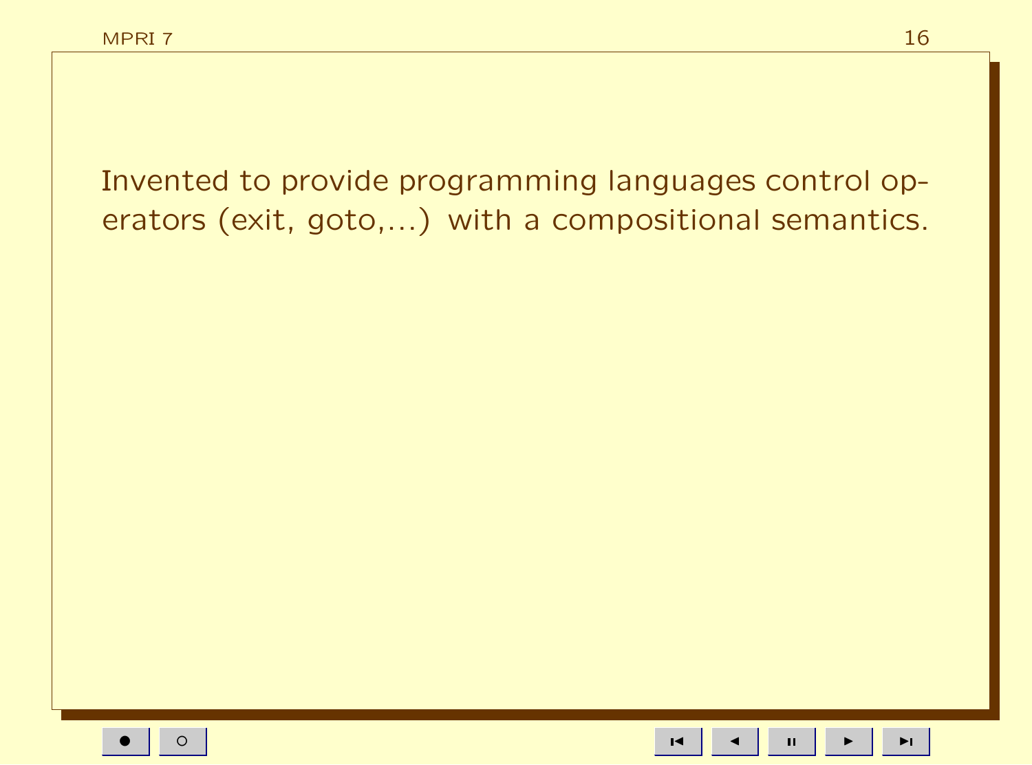Invented to provide programming languages control operators (exit, goto,...) with a compositional semantics.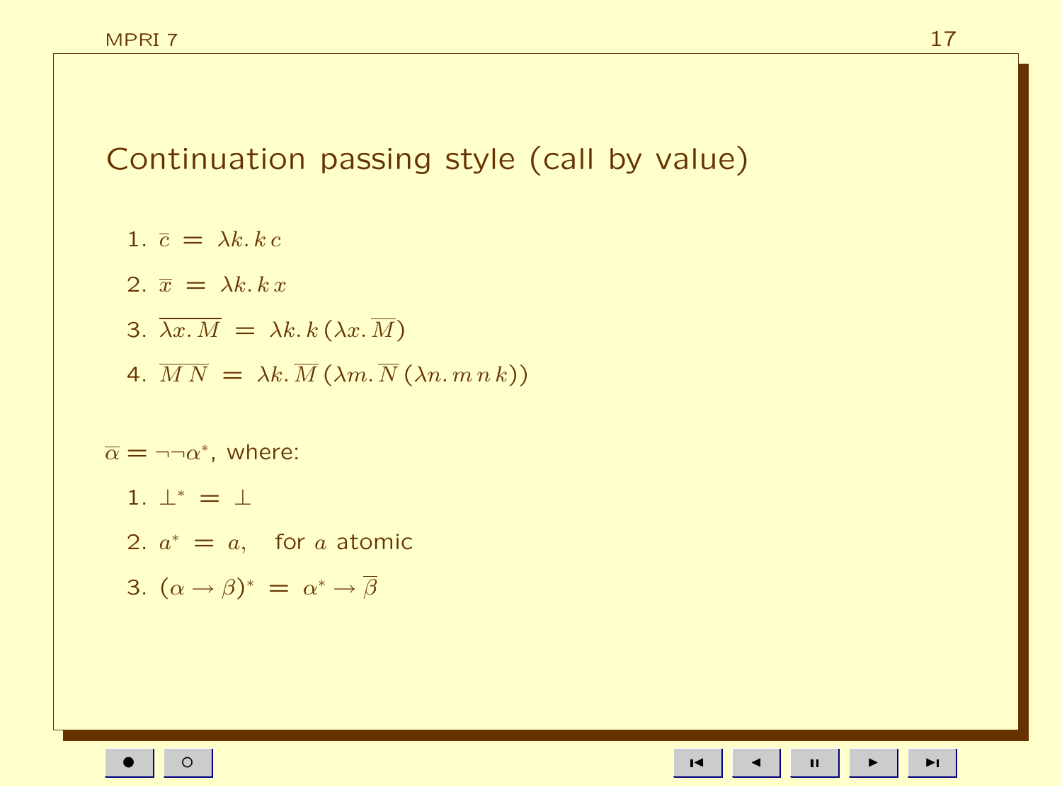# Continuation passing style (call by value)

1. $\overline{c} \;=\; \lambda k.\, k\, c$
2. $\overline{x} \;=\; \lambda k.\, k\, x$
3. $\overline{\lambda x.\, M} \;=\; \lambda k.\, k\, (\lambda x.\, \overline{M})$
4. $\overline{M\, N} \;=\; \lambda k.\, \overline{M}\, (\lambda m.\, \overline{N}\, (\lambda n.\, m\, n\, k))$

$\overline{\alpha} = \neg\neg\alpha^{*}$, where:

1. $\bot^{*} \;=\; \bot$
2. $a^{*} \;=\; a,$   for $a$ atomic
3. $(\alpha \to \beta)^{*} \;=\; \alpha^{*} \to \overline{\beta}$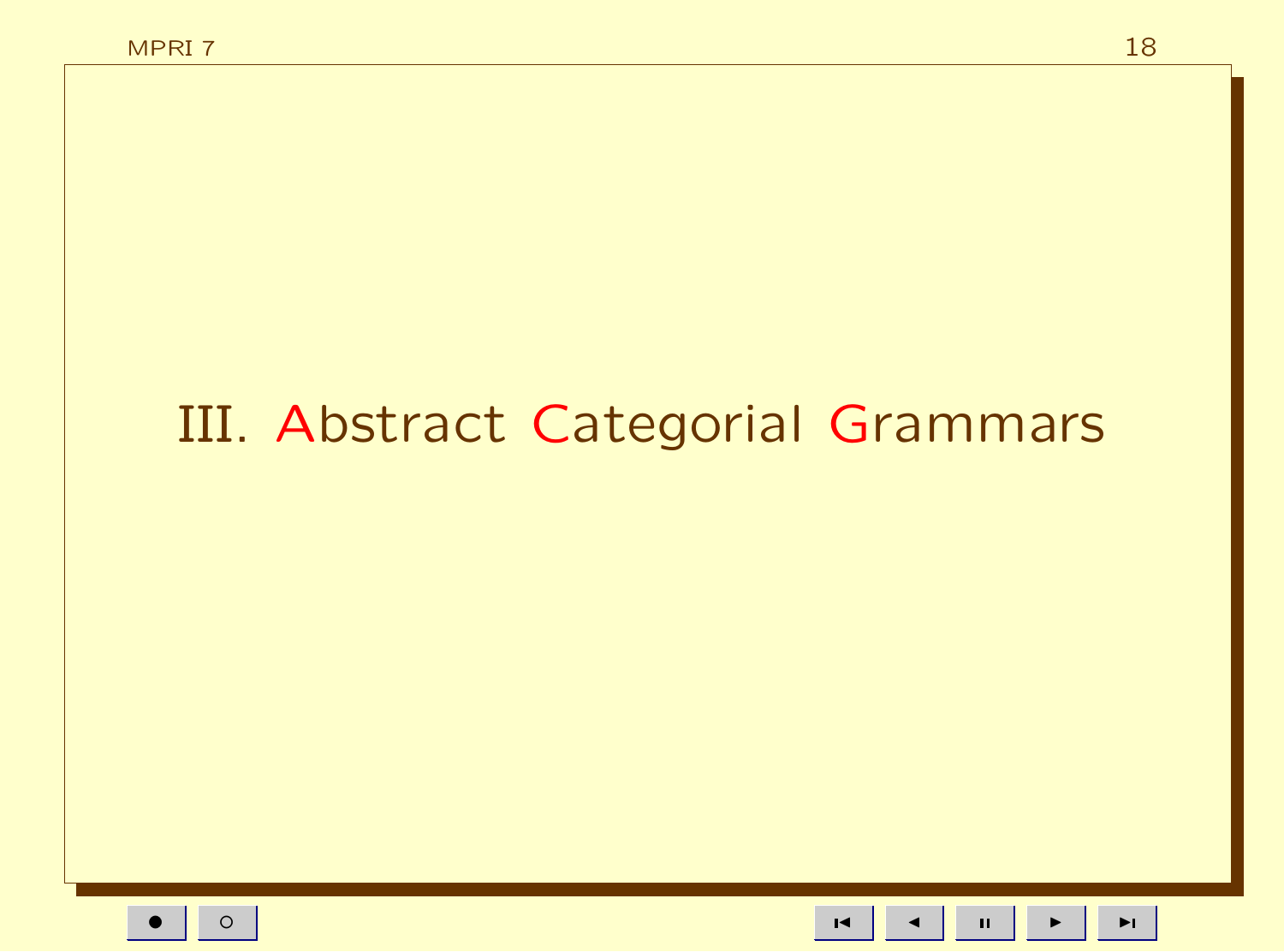# III. Abstract Categorial Grammars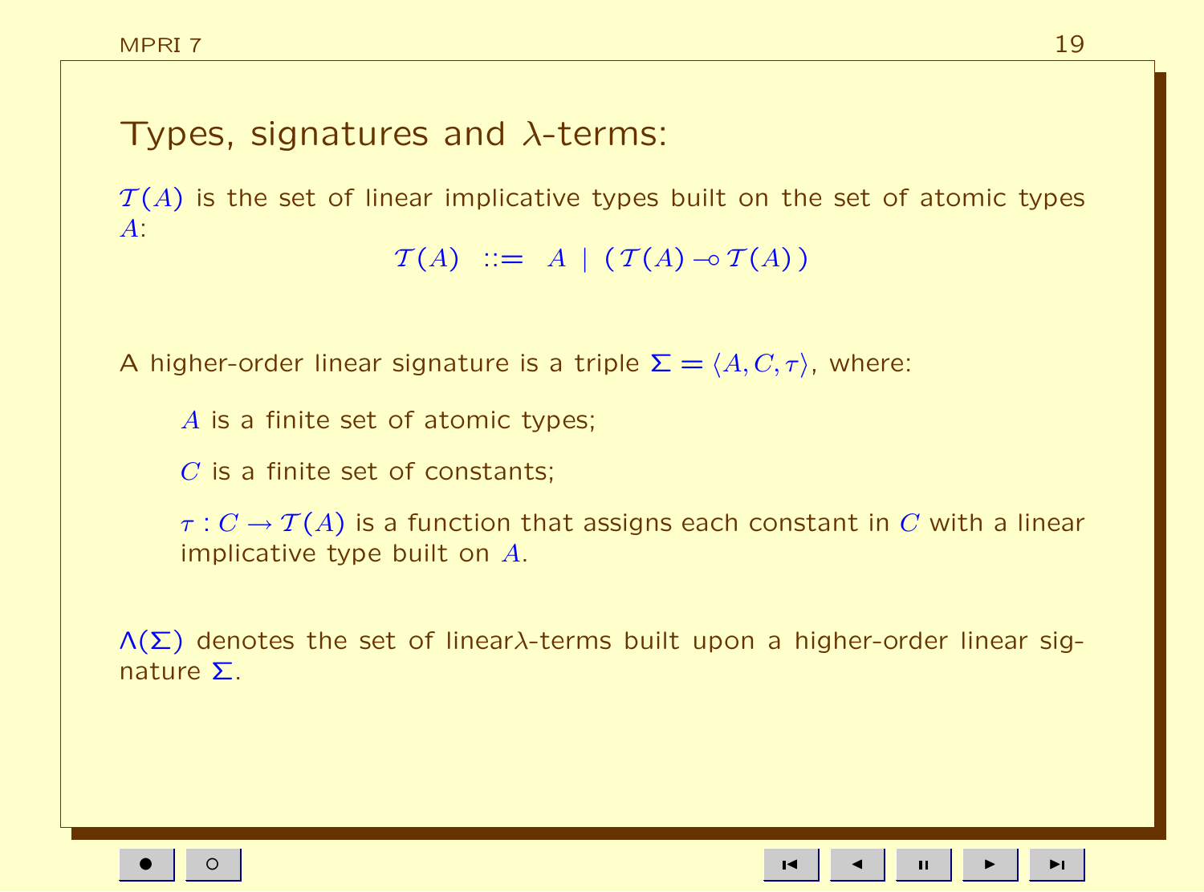# Types, signatures and $\lambda$-terms:

$\mathcal{T}(A)$ is the set of linear implicative types built on the set of atomic types $A$:

$$\mathcal{T}(A) \ ::= \ A \mid (\mathcal{T}(A) \multimap \mathcal{T}(A))$$

A higher-order linear signature is a triple $\Sigma = \langle A, C, \tau \rangle$, where:

- $A$ is a finite set of atomic types;
- $C$ is a finite set of constants;
- $\tau : C \to \mathcal{T}(A)$ is a function that assigns each constant in $C$ with a linear implicative type built on $A$.

$\Lambda(\Sigma)$ denotes the set of linear$\lambda$-terms built upon a higher-order linear signature $\Sigma$.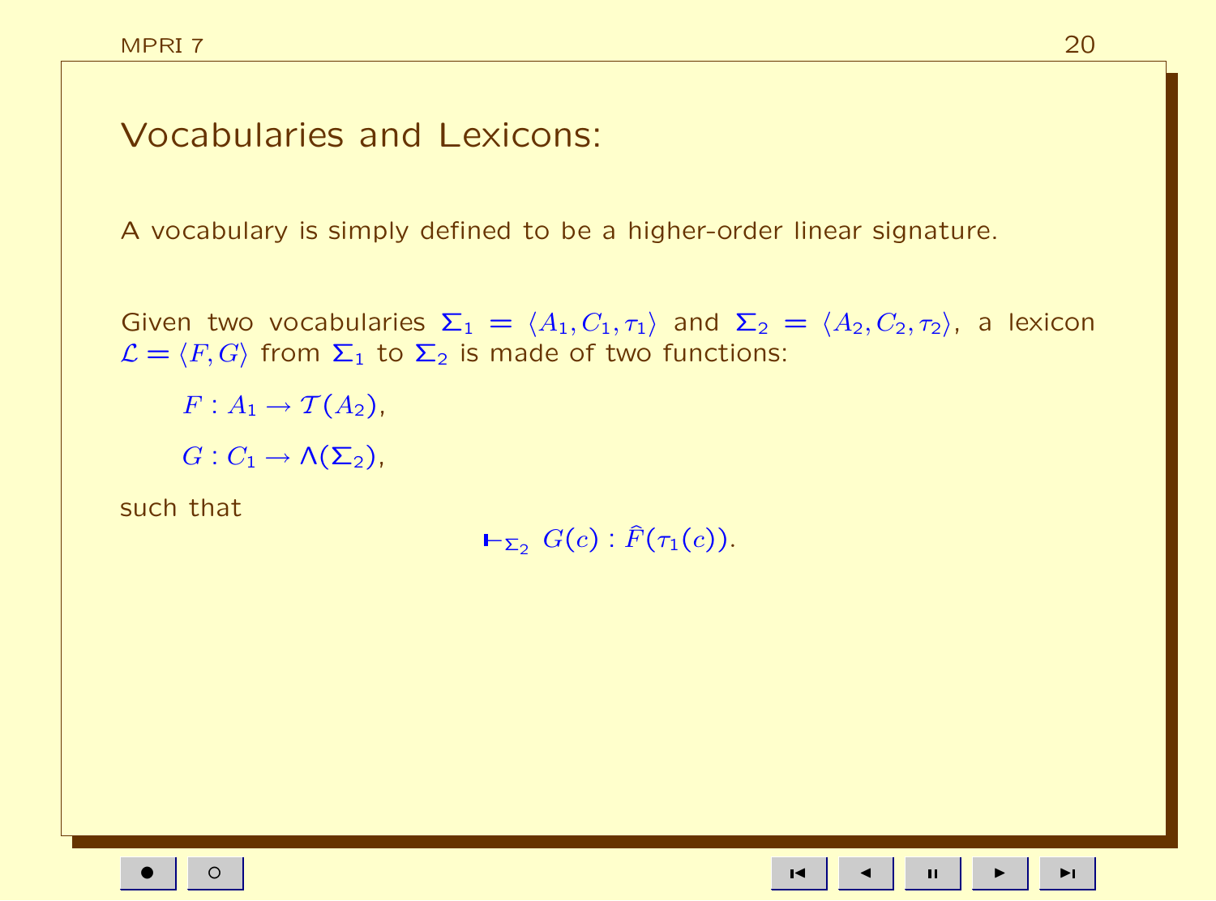# Vocabularies and Lexicons:

A vocabulary is simply defined to be a higher-order linear signature.

Given two vocabularies $\Sigma_1 = \langle A_1, C_1, \tau_1 \rangle$ and $\Sigma_2 = \langle A_2, C_2, \tau_2 \rangle$, a lexicon $\mathcal{L} = \langle F, G \rangle$ from $\Sigma_1$ to $\Sigma_2$ is made of two functions:

$F : A_1 \to \mathcal{T}(A_2)$,

$G : C_1 \to \Lambda(\Sigma_2)$,

such that

$$\vdash_{\Sigma_2} G(c) : \widehat{F}(\tau_1(c)).$$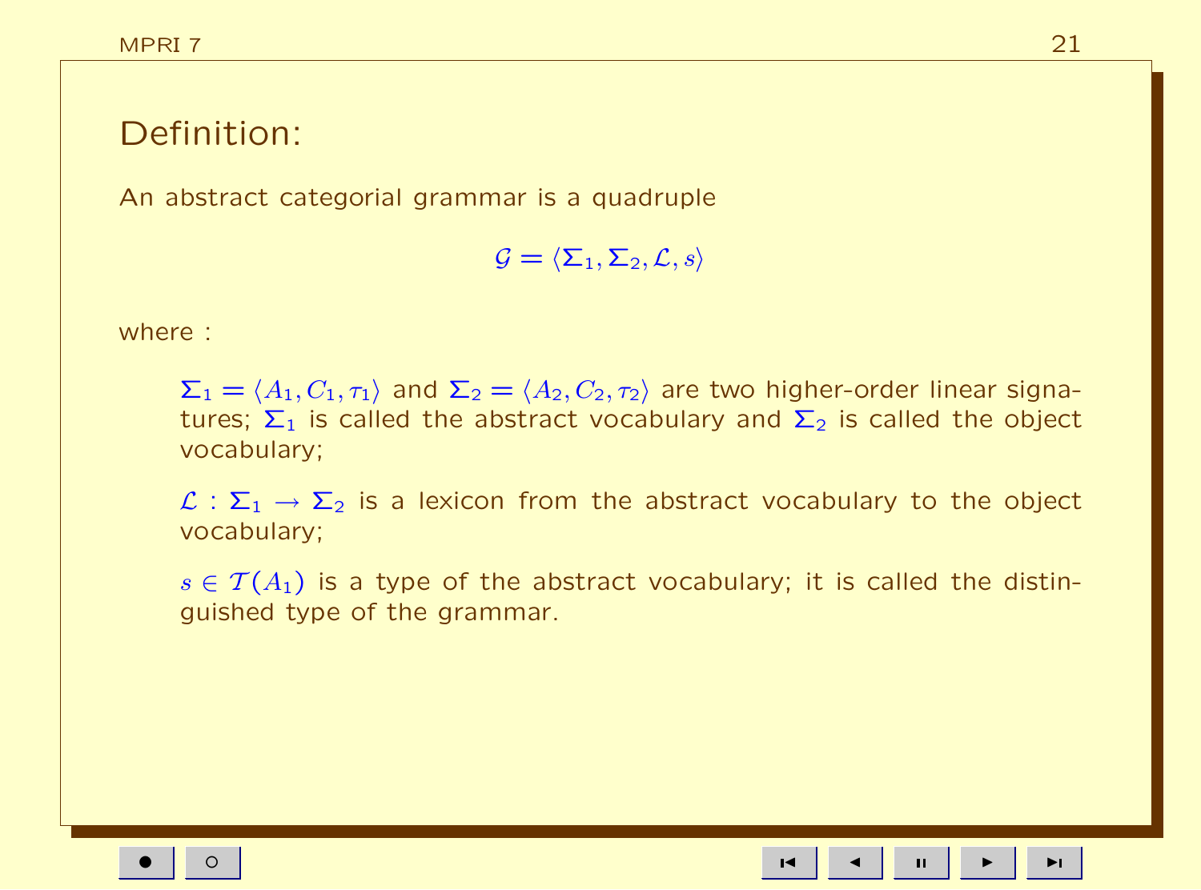# Definition:

An abstract categorial grammar is a quadruple

$$\mathcal{G} = \langle \Sigma_1, \Sigma_2, \mathcal{L}, s \rangle$$

where :

- $\Sigma_1 = \langle A_1, C_1, \tau_1 \rangle$ and $\Sigma_2 = \langle A_2, C_2, \tau_2 \rangle$ are two higher-order linear signatures; $\Sigma_1$ is called the abstract vocabulary and $\Sigma_2$ is called the object vocabulary;

- $\mathcal{L} : \Sigma_1 \to \Sigma_2$ is a lexicon from the abstract vocabulary to the object vocabulary;

- $s \in \mathcal{T}(A_1)$ is a type of the abstract vocabulary; it is called the distinguished type of the grammar.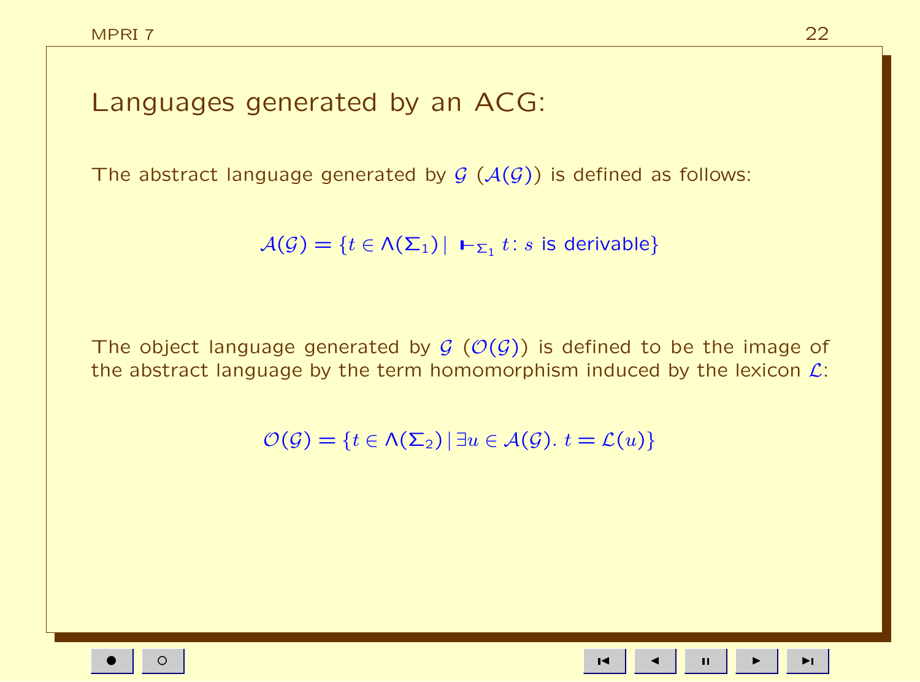# Languages generated by an ACG:

The abstract language generated by $\mathcal{G}$ ($\mathcal{A}(\mathcal{G})$) is defined as follows:

$$\mathcal{A}(\mathcal{G}) = \{t \in \Lambda(\Sigma_1) \mid \;\vdash_{\Sigma_1} t : s \text{ is derivable}\}$$

The object language generated by $\mathcal{G}$ ($\mathcal{O}(\mathcal{G})$) is defined to be the image of the abstract language by the term homomorphism induced by the lexicon $\mathcal{L}$:

$$\mathcal{O}(\mathcal{G}) = \{t \in \Lambda(\Sigma_2) \mid \exists u \in \mathcal{A}(\mathcal{G}).\; t = \mathcal{L}(u)\}$$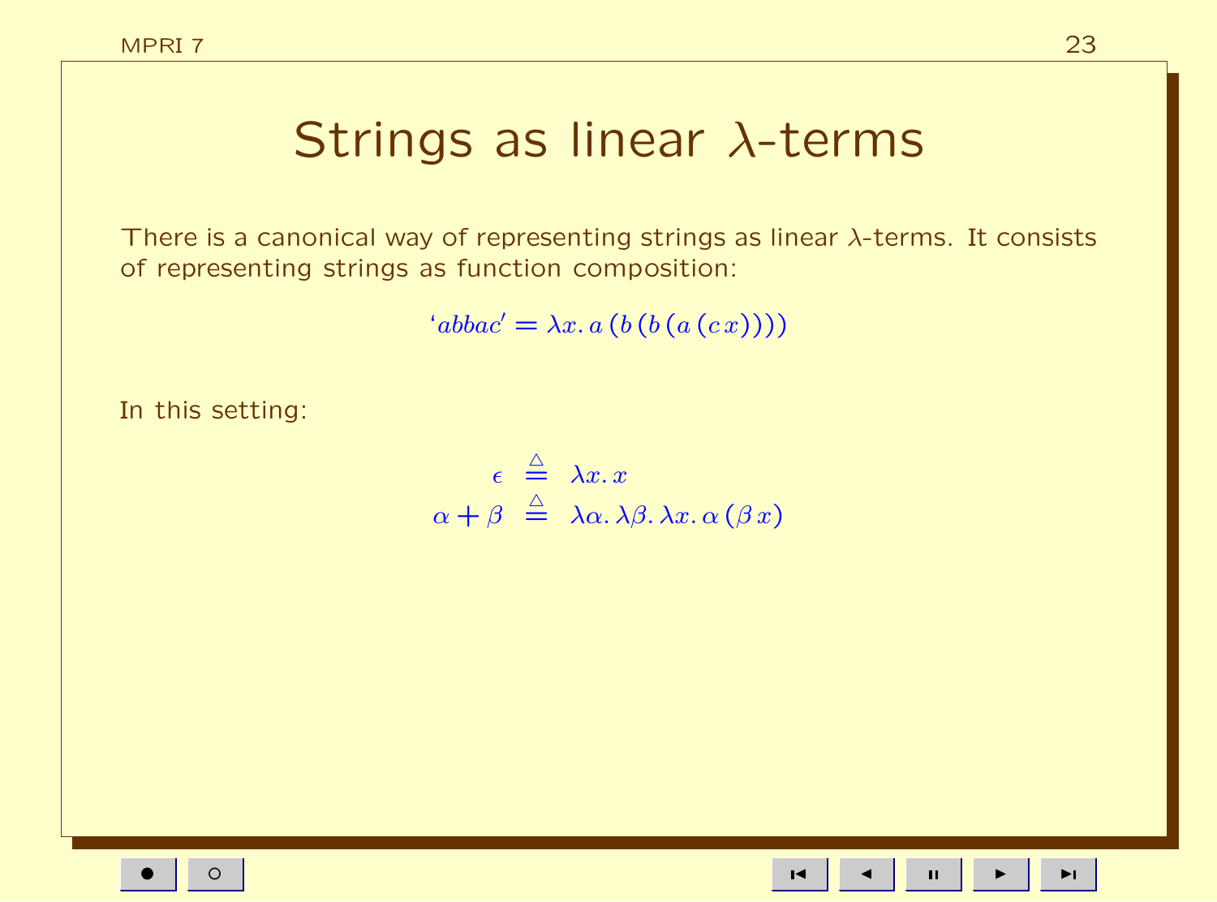# Strings as linear $\lambda$-terms

There is a canonical way of representing strings as linear $\lambda$-terms. It consists of representing strings as function composition:

$$`abbac' = \lambda x.\, a\,(b\,(b\,(a\,(c\,x))))$$

In this setting:

$$\begin{array}{rcl} \epsilon & \stackrel{\triangle}{=} & \lambda x.\, x \\ \alpha + \beta & \stackrel{\triangle}{=} & \lambda \alpha.\, \lambda \beta.\, \lambda x.\, \alpha\,(\beta\,x) \end{array}$$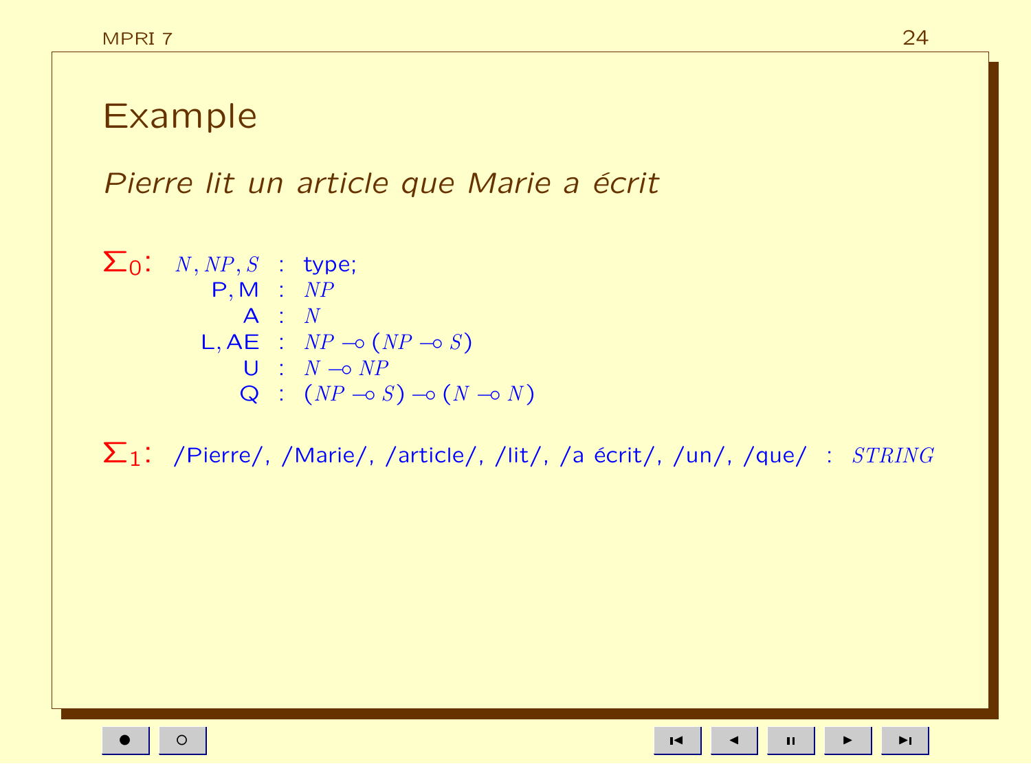# Example

*Pierre lit un article que Marie a écrit*

**$\Sigma_0$:**

$$
\begin{array}{rcl}
N, NP, S & : & \text{type;} \\
\mathsf{P}, \mathsf{M} & : & NP \\
\mathsf{A} & : & N \\
\mathsf{L}, \mathsf{AE} & : & NP \multimap (NP \multimap S) \\
\mathsf{U} & : & N \multimap NP \\
\mathsf{Q} & : & (NP \multimap S) \multimap (N \multimap N)
\end{array}
$$

**$\Sigma_1$:** /Pierre/, /Marie/, /article/, /lit/, /a écrit/, /un/, /que/ : $STRING$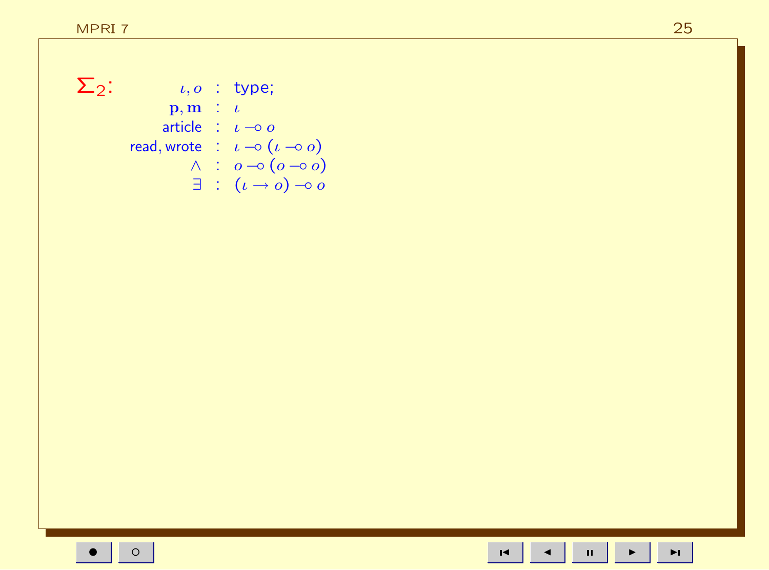$\Sigma_2$:

$$
\begin{array}{rcl}
\iota, o & : & \text{type;} \\
\mathbf{p}, \mathbf{m} & : & \iota \\
\text{article} & : & \iota \multimap o \\
\text{read}, \text{wrote} & : & \iota \multimap (\iota \multimap o) \\
\wedge & : & o \multimap (o \multimap o) \\
\exists & : & (\iota \rightarrow o) \multimap o
\end{array}
$$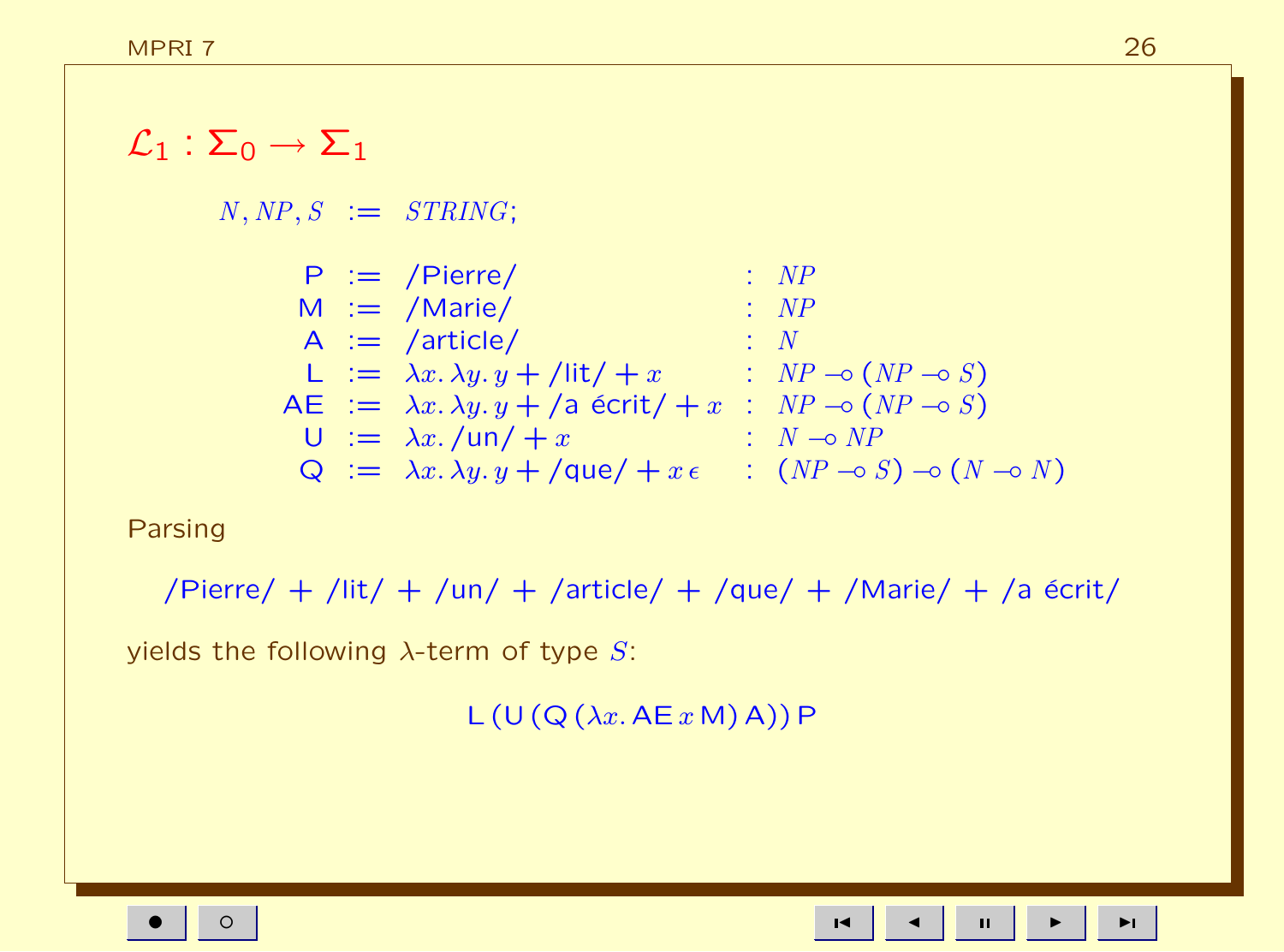## $\mathcal{L}_1 : \Sigma_0 \rightarrow \Sigma_1$

$$N, NP, S \;:=\; STRING;$$

$$
\begin{array}{rcll}
\mathsf{P} & := & /\mathsf{Pierre}/ & : \; NP \\
\mathsf{M} & := & /\mathsf{Marie}/ & : \; NP \\
\mathsf{A} & := & /\mathsf{article}/ & : \; N \\
\mathsf{L} & := & \lambda x.\, \lambda y.\, y + /\mathsf{lit}/ + x & : \; NP \multimap (NP \multimap S) \\
\mathsf{AE} & := & \lambda x.\, \lambda y.\, y + /\mathsf{a\ écrit}/ + x & : \; NP \multimap (NP \multimap S) \\
\mathsf{U} & := & \lambda x.\, /\mathsf{un}/ + x & : \; N \multimap NP \\
\mathsf{Q} & := & \lambda x.\, \lambda y.\, y + /\mathsf{que}/ + x\, \epsilon & : \; (NP \multimap S) \multimap (N \multimap N)
\end{array}
$$

Parsing

/Pierre/ + /lit/ + /un/ + /article/ + /que/ + /Marie/ + /a écrit/

yields the following $\lambda$-term of type $S$:

$$\mathsf{L}\,(\mathsf{U}\,(\mathsf{Q}\,(\lambda x.\, \mathsf{AE}\, x\, \mathsf{M})\, \mathsf{A}))\, \mathsf{P}$$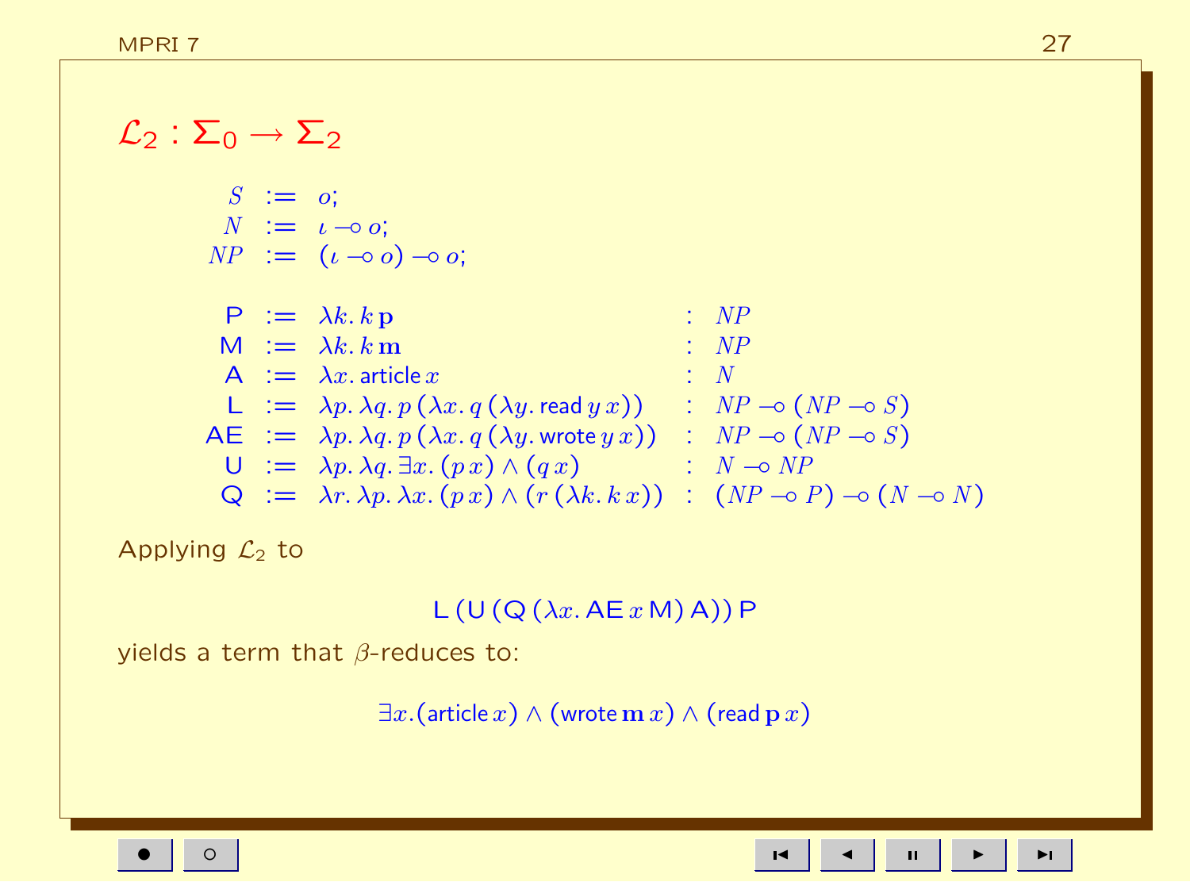# $\mathcal{L}_2 : \Sigma_0 \rightarrow \Sigma_2$

$$
\begin{aligned}
S &:= o; \\
N &:= \iota \multimap o; \\
NP &:= (\iota \multimap o) \multimap o;
\end{aligned}
$$

$$
\begin{array}{rcll}
\mathsf{P} & := & \lambda k.\, k\, \mathbf{p} & : \; NP \\
\mathsf{M} & := & \lambda k.\, k\, \mathbf{m} & : \; NP \\
\mathsf{A} & := & \lambda x.\, \mathsf{article}\, x & : \; N \\
\mathsf{L} & := & \lambda p.\, \lambda q.\, p\, (\lambda x.\, q\, (\lambda y.\, \mathsf{read}\, y\, x)) & : \; NP \multimap (NP \multimap S) \\
\mathsf{AE} & := & \lambda p.\, \lambda q.\, p\, (\lambda x.\, q\, (\lambda y.\, \mathsf{wrote}\, y\, x)) & : \; NP \multimap (NP \multimap S) \\
\mathsf{U} & := & \lambda p.\, \lambda q.\, \exists x.\, (p\, x) \wedge (q\, x) & : \; N \multimap NP \\
\mathsf{Q} & := & \lambda r.\, \lambda p.\, \lambda x.\, (p\, x) \wedge (r\, (\lambda k.\, k\, x)) & : \; (NP \multimap P) \multimap (N \multimap N)
\end{array}
$$

Applying $\mathcal{L}_2$ to

$$\mathsf{L}\, (\mathsf{U}\, (\mathsf{Q}\, (\lambda x.\, \mathsf{AE}\, x\, \mathsf{M})\, \mathsf{A}))\, \mathsf{P}$$

yields a term that $\beta$-reduces to:

$$\exists x. (\mathsf{article}\, x) \wedge (\mathsf{wrote}\, \mathbf{m}\, x) \wedge (\mathsf{read}\, \mathbf{p}\, x)$$